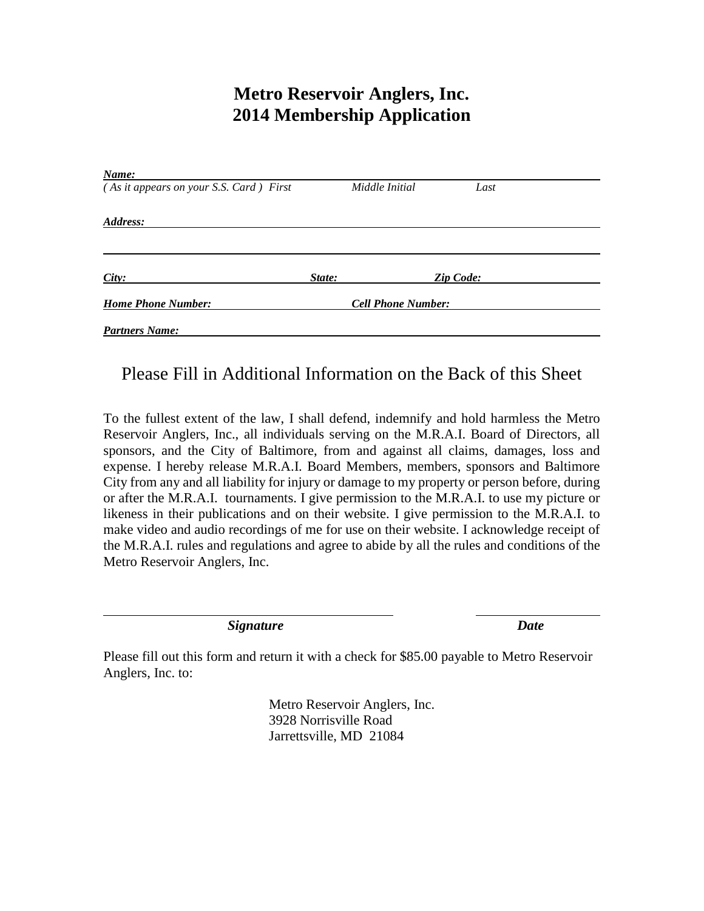# Metro Reservoir Anglers, Inc.
# 2014 Membership Application

***Name:*** ______________________________________________________________
*( As it appears on your S.S. Card ) First* *Middle Initial* *Last*

***Address:*** ______________________________________________________________

______________________________________________________________

***City:*** ______________________ ***State:*** ______________ ***Zip Code:*** ______________

***Home Phone Number:*** ______________________ ***Cell Phone Number:*** ______________________

***Partners Name:*** ______________________________________________________________

Please Fill in Additional Information on the Back of this Sheet

To the fullest extent of the law, I shall defend, indemnify and hold harmless the Metro Reservoir Anglers, Inc., all individuals serving on the M.R.A.I. Board of Directors, all sponsors, and the City of Baltimore, from and against all claims, damages, loss and expense. I hereby release M.R.A.I. Board Members, members, sponsors and Baltimore City from any and all liability for injury or damage to my property or person before, during or after the M.R.A.I. tournaments. I give permission to the M.R.A.I. to use my picture or likeness in their publications and on their website. I give permission to the M.R.A.I. to make video and audio recordings of me for use on their website. I acknowledge receipt of the M.R.A.I. rules and regulations and agree to abide by all the rules and conditions of the Metro Reservoir Anglers, Inc.

______________________________________ ______________

***Signature*** ***Date***

Please fill out this form and return it with a check for $85.00 payable to Metro Reservoir Anglers, Inc. to:

Metro Reservoir Anglers, Inc.
3928 Norrisville Road
Jarrettsville, MD 21084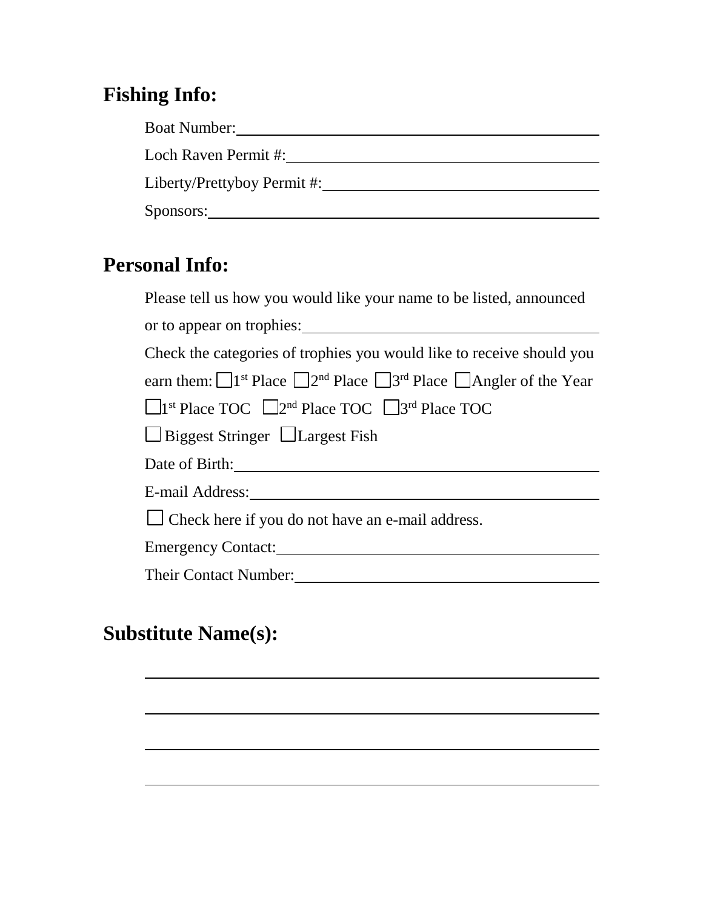## Fishing Info:

Boat Number: \_\_\_\_\_\_\_\_\_\_\_\_\_\_\_\_\_\_\_\_\_\_\_\_\_\_\_\_\_\_\_\_\_\_\_\_\_\_\_\_

Loch Raven Permit #: \_\_\_\_\_\_\_\_\_\_\_\_\_\_\_\_\_\_\_\_\_\_\_\_\_\_\_\_\_\_\_\_\_\_

Liberty/Prettyboy Permit #: \_\_\_\_\_\_\_\_\_\_\_\_\_\_\_\_\_\_\_\_\_\_\_\_\_\_\_\_\_\_

Sponsors: \_\_\_\_\_\_\_\_\_\_\_\_\_\_\_\_\_\_\_\_\_\_\_\_\_\_\_\_\_\_\_\_\_\_\_\_\_\_\_\_\_\_\_

## Personal Info:

Please tell us how you would like your name to be listed, announced or to appear on trophies: \_\_\_\_\_\_\_\_\_\_\_\_\_\_\_\_\_\_\_\_\_\_\_\_\_\_\_\_\_\_\_\_

Check the categories of trophies you would like to receive should you earn them: ☐ 1st Place ☐ 2nd Place ☐ 3rd Place ☐ Angler of the Year

☐ 1st Place TOC ☐ 2nd Place TOC ☐ 3rd Place TOC

☐ Biggest Stringer ☐ Largest Fish

Date of Birth: \_\_\_\_\_\_\_\_\_\_\_\_\_\_\_\_\_\_\_\_\_\_\_\_\_\_\_\_\_\_\_\_\_\_\_\_\_\_\_\_

E-mail Address: \_\_\_\_\_\_\_\_\_\_\_\_\_\_\_\_\_\_\_\_\_\_\_\_\_\_\_\_\_\_\_\_\_\_\_\_\_\_

☐ Check here if you do not have an e-mail address.

Emergency Contact: \_\_\_\_\_\_\_\_\_\_\_\_\_\_\_\_\_\_\_\_\_\_\_\_\_\_\_\_\_\_\_\_\_\_\_

Their Contact Number: \_\_\_\_\_\_\_\_\_\_\_\_\_\_\_\_\_\_\_\_\_\_\_\_\_\_\_\_\_\_\_\_

## Substitute Name(s):

\_\_\_\_\_\_\_\_\_\_\_\_\_\_\_\_\_\_\_\_\_\_\_\_\_\_\_\_\_\_\_\_\_\_\_\_\_\_\_\_\_\_\_\_\_\_\_\_\_\_

\_\_\_\_\_\_\_\_\_\_\_\_\_\_\_\_\_\_\_\_\_\_\_\_\_\_\_\_\_\_\_\_\_\_\_\_\_\_\_\_\_\_\_\_\_\_\_\_\_\_

\_\_\_\_\_\_\_\_\_\_\_\_\_\_\_\_\_\_\_\_\_\_\_\_\_\_\_\_\_\_\_\_\_\_\_\_\_\_\_\_\_\_\_\_\_\_\_\_\_\_

\_\_\_\_\_\_\_\_\_\_\_\_\_\_\_\_\_\_\_\_\_\_\_\_\_\_\_\_\_\_\_\_\_\_\_\_\_\_\_\_\_\_\_\_\_\_\_\_\_\_